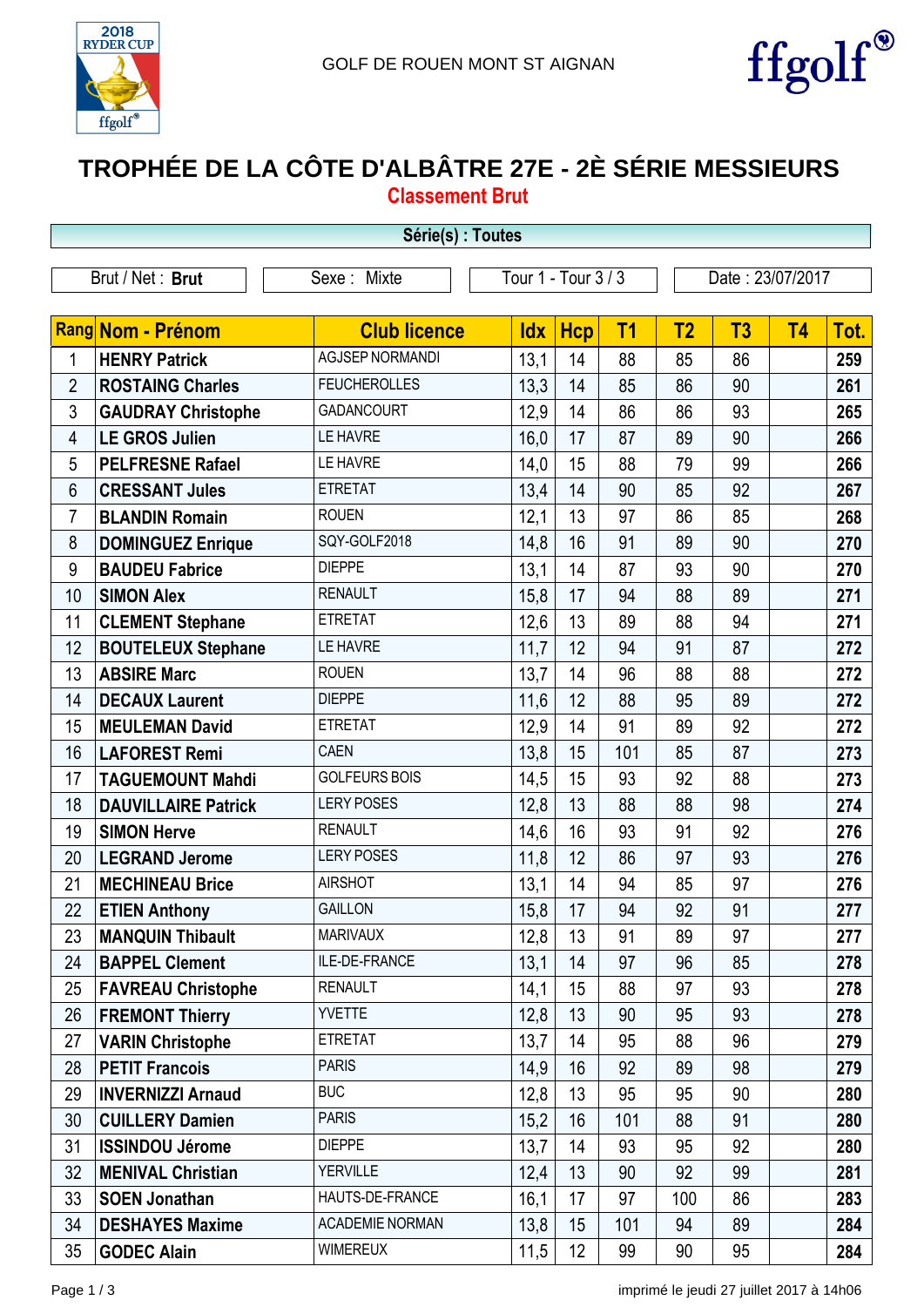GOLF DE ROUEN MONT ST AIGNAN

ffgolf®

# TROPHÉE DE LA CÔTE D'ALBÂTRE 27E - 2È SÉRIE MESSIEURS

## Classement Brut

**Série(s) : Toutes**

| Brut / Net : **Brut** | Sexe : Mixte | Tour 1 - Tour 3 / 3 | Date : 23/07/2017 |
|---|---|---|---|

| Rang | Nom - Prénom | Club licence | Idx | Hcp | T1 | T2 | T3 | T4 | Tot. |
|---|---|---|---|---|---|---|---|---|---|
| 1 | **HENRY Patrick** | AGJSEP NORMANDI | 13,1 | 14 | 88 | 85 | 86 | | **259** |
| 2 | **ROSTAING Charles** | FEUCHEROLLES | 13,3 | 14 | 85 | 86 | 90 | | **261** |
| 3 | **GAUDRAY Christophe** | GADANCOURT | 12,9 | 14 | 86 | 86 | 93 | | **265** |
| 4 | **LE GROS Julien** | LE HAVRE | 16,0 | 17 | 87 | 89 | 90 | | **266** |
| 5 | **PELFRESNE Rafael** | LE HAVRE | 14,0 | 15 | 88 | 79 | 99 | | **266** |
| 6 | **CRESSANT Jules** | ETRETAT | 13,4 | 14 | 90 | 85 | 92 | | **267** |
| 7 | **BLANDIN Romain** | ROUEN | 12,1 | 13 | 97 | 86 | 85 | | **268** |
| 8 | **DOMINGUEZ Enrique** | SQY-GOLF2018 | 14,8 | 16 | 91 | 89 | 90 | | **270** |
| 9 | **BAUDEU Fabrice** | DIEPPE | 13,1 | 14 | 87 | 93 | 90 | | **270** |
| 10 | **SIMON Alex** | RENAULT | 15,8 | 17 | 94 | 88 | 89 | | **271** |
| 11 | **CLEMENT Stephane** | ETRETAT | 12,6 | 13 | 89 | 88 | 94 | | **271** |
| 12 | **BOUTELEUX Stephane** | LE HAVRE | 11,7 | 12 | 94 | 91 | 87 | | **272** |
| 13 | **ABSIRE Marc** | ROUEN | 13,7 | 14 | 96 | 88 | 88 | | **272** |
| 14 | **DECAUX Laurent** | DIEPPE | 11,6 | 12 | 88 | 95 | 89 | | **272** |
| 15 | **MEULEMAN David** | ETRETAT | 12,9 | 14 | 91 | 89 | 92 | | **272** |
| 16 | **LAFOREST Remi** | CAEN | 13,8 | 15 | 101 | 85 | 87 | | **273** |
| 17 | **TAGUEMOUNT Mahdi** | GOLFEURS BOIS | 14,5 | 15 | 93 | 92 | 88 | | **273** |
| 18 | **DAUVILLAIRE Patrick** | LERY POSES | 12,8 | 13 | 88 | 88 | 98 | | **274** |
| 19 | **SIMON Herve** | RENAULT | 14,6 | 16 | 93 | 91 | 92 | | **276** |
| 20 | **LEGRAND Jerome** | LERY POSES | 11,8 | 12 | 86 | 97 | 93 | | **276** |
| 21 | **MECHINEAU Brice** | AIRSHOT | 13,1 | 14 | 94 | 85 | 97 | | **276** |
| 22 | **ETIEN Anthony** | GAILLON | 15,8 | 17 | 94 | 92 | 91 | | **277** |
| 23 | **MANQUIN Thibault** | MARIVAUX | 12,8 | 13 | 91 | 89 | 97 | | **277** |
| 24 | **BAPPEL Clement** | ILE-DE-FRANCE | 13,1 | 14 | 97 | 96 | 85 | | **278** |
| 25 | **FAVREAU Christophe** | RENAULT | 14,1 | 15 | 88 | 97 | 93 | | **278** |
| 26 | **FREMONT Thierry** | YVETTE | 12,8 | 13 | 90 | 95 | 93 | | **278** |
| 27 | **VARIN Christophe** | ETRETAT | 13,7 | 14 | 95 | 88 | 96 | | **279** |
| 28 | **PETIT Francois** | PARIS | 14,9 | 16 | 92 | 89 | 98 | | **279** |
| 29 | **INVERNIZZI Arnaud** | BUC | 12,8 | 13 | 95 | 95 | 90 | | **280** |
| 30 | **CUILLERY Damien** | PARIS | 15,2 | 16 | 101 | 88 | 91 | | **280** |
| 31 | **ISSINDOU Jérome** | DIEPPE | 13,7 | 14 | 93 | 95 | 92 | | **280** |
| 32 | **MENIVAL Christian** | YERVILLE | 12,4 | 13 | 90 | 92 | 99 | | **281** |
| 33 | **SOEN Jonathan** | HAUTS-DE-FRANCE | 16,1 | 17 | 97 | 100 | 86 | | **283** |
| 34 | **DESHAYES Maxime** | ACADEMIE NORMAN | 13,8 | 15 | 101 | 94 | 89 | | **284** |
| 35 | **GODEC Alain** | WIMEREUX | 11,5 | 12 | 99 | 90 | 95 | | **284** |

imprimé le jeudi 27 juillet 2017 à 14h06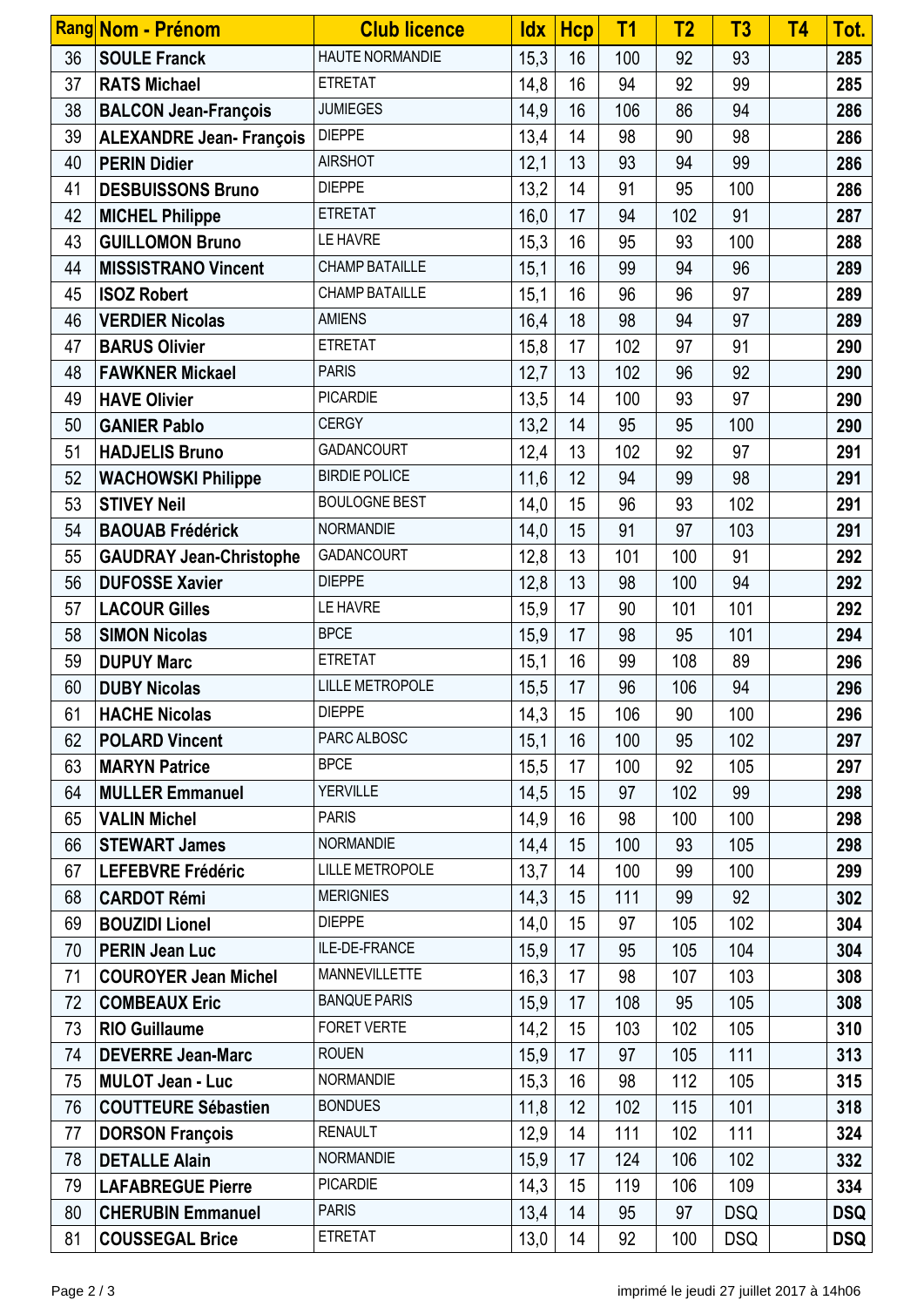| Rang | Nom - Prénom | Club licence | Idx | Hcp | T1 | T2 | T3 | T4 | Tot. |
|---|---|---|---|---|---|---|---|---|---|
| 36 | **SOULE Franck** | HAUTE NORMANDIE | 15,3 | 16 | 100 | 92 | 93 | | **285** |
| 37 | **RATS Michael** | ETRETAT | 14,8 | 16 | 94 | 92 | 99 | | **285** |
| 38 | **BALCON Jean-François** | JUMIEGES | 14,9 | 16 | 106 | 86 | 94 | | **286** |
| 39 | **ALEXANDRE Jean- François** | DIEPPE | 13,4 | 14 | 98 | 90 | 98 | | **286** |
| 40 | **PERIN Didier** | AIRSHOT | 12,1 | 13 | 93 | 94 | 99 | | **286** |
| 41 | **DESBUISSONS Bruno** | DIEPPE | 13,2 | 14 | 91 | 95 | 100 | | **286** |
| 42 | **MICHEL Philippe** | ETRETAT | 16,0 | 17 | 94 | 102 | 91 | | **287** |
| 43 | **GUILLOMON Bruno** | LE HAVRE | 15,3 | 16 | 95 | 93 | 100 | | **288** |
| 44 | **MISSISTRANO Vincent** | CHAMP BATAILLE | 15,1 | 16 | 99 | 94 | 96 | | **289** |
| 45 | **ISOZ Robert** | CHAMP BATAILLE | 15,1 | 16 | 96 | 96 | 97 | | **289** |
| 46 | **VERDIER Nicolas** | AMIENS | 16,4 | 18 | 98 | 94 | 97 | | **289** |
| 47 | **BARUS Olivier** | ETRETAT | 15,8 | 17 | 102 | 97 | 91 | | **290** |
| 48 | **FAWKNER Mickael** | PARIS | 12,7 | 13 | 102 | 96 | 92 | | **290** |
| 49 | **HAVE Olivier** | PICARDIE | 13,5 | 14 | 100 | 93 | 97 | | **290** |
| 50 | **GANIER Pablo** | CERGY | 13,2 | 14 | 95 | 95 | 100 | | **290** |
| 51 | **HADJELIS Bruno** | GADANCOURT | 12,4 | 13 | 102 | 92 | 97 | | **291** |
| 52 | **WACHOWSKI Philippe** | BIRDIE POLICE | 11,6 | 12 | 94 | 99 | 98 | | **291** |
| 53 | **STIVEY Neil** | BOULOGNE BEST | 14,0 | 15 | 96 | 93 | 102 | | **291** |
| 54 | **BAOUAB Frédérick** | NORMANDIE | 14,0 | 15 | 91 | 97 | 103 | | **291** |
| 55 | **GAUDRAY Jean-Christophe** | GADANCOURT | 12,8 | 13 | 101 | 100 | 91 | | **292** |
| 56 | **DUFOSSE Xavier** | DIEPPE | 12,8 | 13 | 98 | 100 | 94 | | **292** |
| 57 | **LACOUR Gilles** | LE HAVRE | 15,9 | 17 | 90 | 101 | 101 | | **292** |
| 58 | **SIMON Nicolas** | BPCE | 15,9 | 17 | 98 | 95 | 101 | | **294** |
| 59 | **DUPUY Marc** | ETRETAT | 15,1 | 16 | 99 | 108 | 89 | | **296** |
| 60 | **DUBY Nicolas** | LILLE METROPOLE | 15,5 | 17 | 96 | 106 | 94 | | **296** |
| 61 | **HACHE Nicolas** | DIEPPE | 14,3 | 15 | 106 | 90 | 100 | | **296** |
| 62 | **POLARD Vincent** | PARC ALBOSC | 15,1 | 16 | 100 | 95 | 102 | | **297** |
| 63 | **MARYN Patrice** | BPCE | 15,5 | 17 | 100 | 92 | 105 | | **297** |
| 64 | **MULLER Emmanuel** | YERVILLE | 14,5 | 15 | 97 | 102 | 99 | | **298** |
| 65 | **VALIN Michel** | PARIS | 14,9 | 16 | 98 | 100 | 100 | | **298** |
| 66 | **STEWART James** | NORMANDIE | 14,4 | 15 | 100 | 93 | 105 | | **298** |
| 67 | **LEFEBVRE Frédéric** | LILLE METROPOLE | 13,7 | 14 | 100 | 99 | 100 | | **299** |
| 68 | **CARDOT Rémi** | MERIGNIES | 14,3 | 15 | 111 | 99 | 92 | | **302** |
| 69 | **BOUZIDI Lionel** | DIEPPE | 14,0 | 15 | 97 | 105 | 102 | | **304** |
| 70 | **PERIN Jean Luc** | ILE-DE-FRANCE | 15,9 | 17 | 95 | 105 | 104 | | **304** |
| 71 | **COUROYER Jean Michel** | MANNEVILLETTE | 16,3 | 17 | 98 | 107 | 103 | | **308** |
| 72 | **COMBEAUX Eric** | BANQUE PARIS | 15,9 | 17 | 108 | 95 | 105 | | **308** |
| 73 | **RIO Guillaume** | FORET VERTE | 14,2 | 15 | 103 | 102 | 105 | | **310** |
| 74 | **DEVERRE Jean-Marc** | ROUEN | 15,9 | 17 | 97 | 105 | 111 | | **313** |
| 75 | **MULOT Jean - Luc** | NORMANDIE | 15,3 | 16 | 98 | 112 | 105 | | **315** |
| 76 | **COUTTEURE Sébastien** | BONDUES | 11,8 | 12 | 102 | 115 | 101 | | **318** |
| 77 | **DORSON François** | RENAULT | 12,9 | 14 | 111 | 102 | 111 | | **324** |
| 78 | **DETALLE Alain** | NORMANDIE | 15,9 | 17 | 124 | 106 | 102 | | **332** |
| 79 | **LAFABREGUE Pierre** | PICARDIE | 14,3 | 15 | 119 | 106 | 109 | | **334** |
| 80 | **CHERUBIN Emmanuel** | PARIS | 13,4 | 14 | 95 | 97 | DSQ | | **DSQ** |
| 81 | **COUSSEGAL Brice** | ETRETAT | 13,0 | 14 | 92 | 100 | DSQ | | **DSQ** |

imprimé le jeudi 27 juillet 2017 à 14h06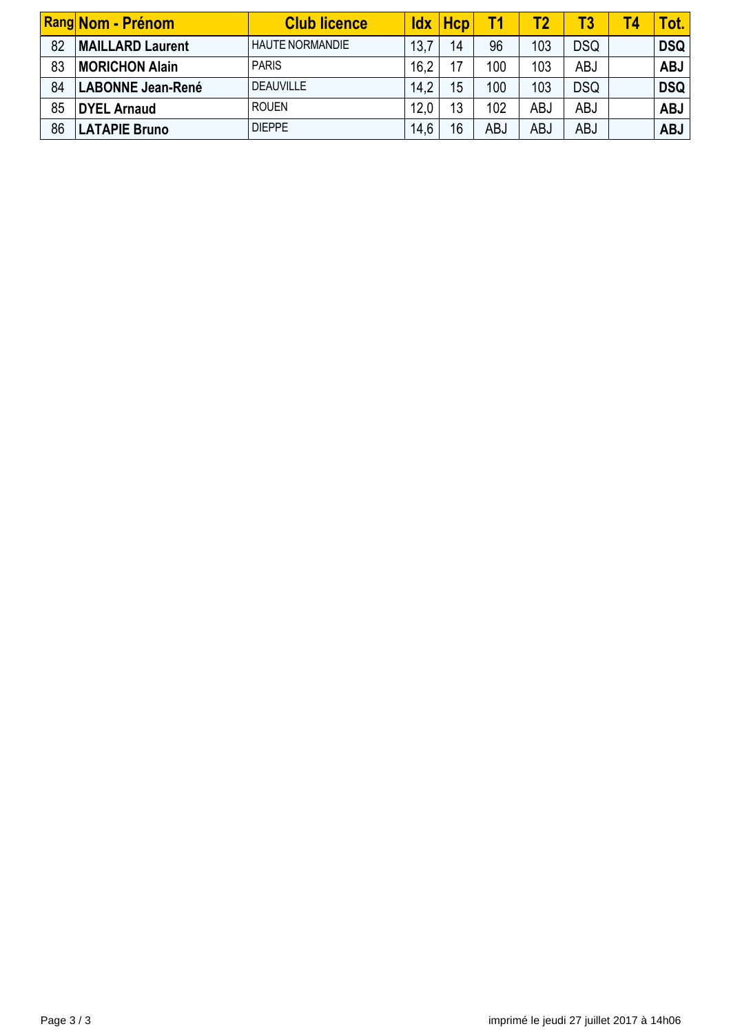| Rang | Nom - Prénom | Club licence | Idx | Hcp | T1 | T2 | T3 | T4 | Tot. |
|---|---|---|---|---|---|---|---|---|---|
| 82 | **MAILLARD Laurent** | HAUTE NORMANDIE | 13,7 | 14 | 96 | 103 | DSQ | | **DSQ** |
| 83 | **MORICHON Alain** | PARIS | 16,2 | 17 | 100 | 103 | ABJ | | **ABJ** |
| 84 | **LABONNE Jean-René** | DEAUVILLE | 14,2 | 15 | 100 | 103 | DSQ | | **DSQ** |
| 85 | **DYEL Arnaud** | ROUEN | 12,0 | 13 | 102 | ABJ | ABJ | | **ABJ** |
| 86 | **LATAPIE Bruno** | DIEPPE | 14,6 | 16 | ABJ | ABJ | ABJ | | **ABJ** |

imprimé le jeudi 27 juillet 2017 à 14h06